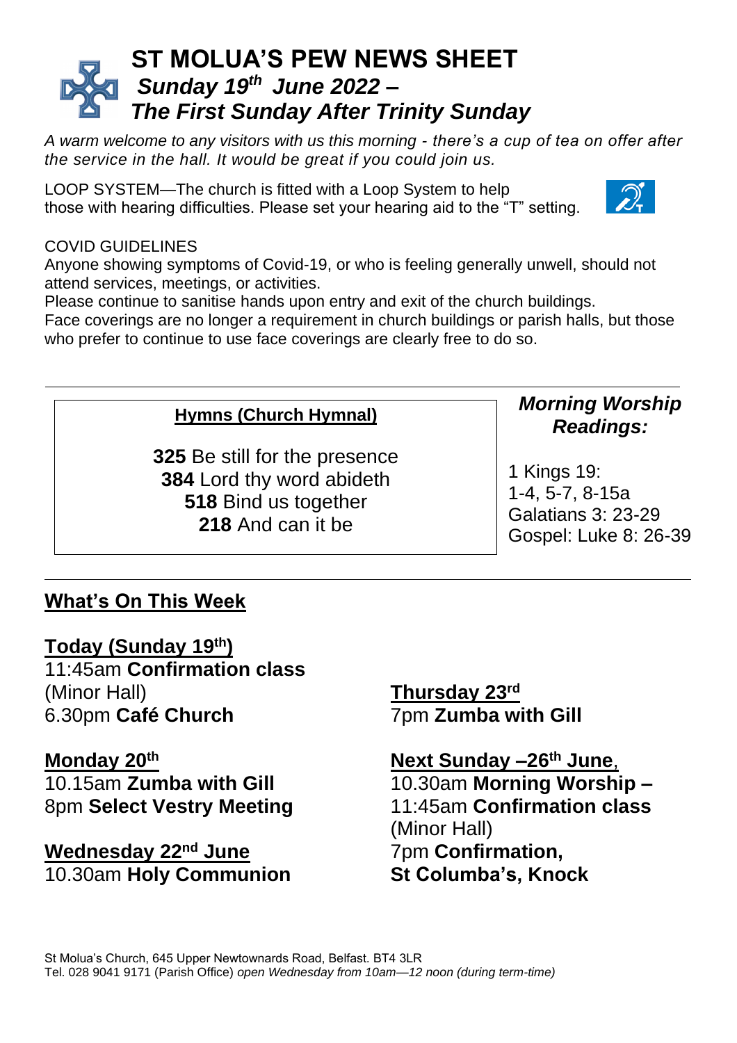# ST MOLUA'S PEW NEWS SHEET

## *Sunday 19th June 2022 – The First Sunday After Trinity Sunday*

*A warm welcome to any visitors with us this morning - there's a cup of tea on offer after the service in the hall. It would be great if you could join us.*

LOOP SYSTEM—The church is fitted with a Loop System to help those with hearing difficulties. Please set your hearing aid to the "T" setting.

COVID GUIDELINES
Anyone showing symptoms of Covid-19, or who is feeling generally unwell, should not attend services, meetings, or activities.
Please continue to sanitise hands upon entry and exit of the church buildings.
Face coverings are no longer a requirement in church buildings or parish halls, but those who prefer to continue to use face coverings are clearly free to do so.

---

**Hymns (Church Hymnal)**

**325** Be still for the presence
**384** Lord thy word abideth
**518** Bind us together
**218** And can it be

***Morning Worship Readings:***

1 Kings 19: 1-4, 5-7, 8-15a
Galatians 3: 23-29
Gospel: Luke 8: 26-39

---

## What's On This Week

**Today (Sunday 19th)**
11:45am **Confirmation class** (Minor Hall)
6.30pm **Café Church**

**Monday 20th**
10.15am **Zumba with Gill**
8pm **Select Vestry Meeting**

**Wednesday 22nd June**
10.30am **Holy Communion**

**Thursday 23rd**
7pm **Zumba with Gill**

**Next Sunday –26th June,**
10.30am **Morning Worship –**
11:45am **Confirmation class** (Minor Hall)
7pm **Confirmation, St Columba's, Knock**

St Molua's Church, 645 Upper Newtownards Road, Belfast. BT4 3LR
Tel. 028 9041 9171 (Parish Office) *open Wednesday from 10am—12 noon (during term-time)*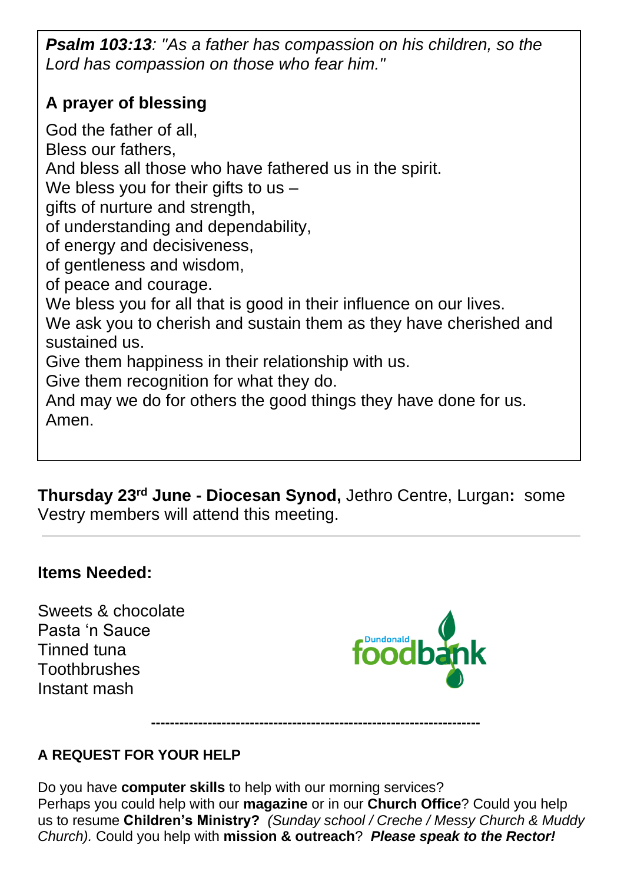***Psalm 103:13****: "As a father has compassion on his children, so the Lord has compassion on those who fear him."*

**A prayer of blessing**

God the father of all,
Bless our fathers,
And bless all those who have fathered us in the spirit.
We bless you for their gifts to us –
gifts of nurture and strength,
of understanding and dependability,
of energy and decisiveness,
of gentleness and wisdom,
of peace and courage.
We bless you for all that is good in their influence on our lives.
We ask you to cherish and sustain them as they have cherished and sustained us.
Give them happiness in their relationship with us.
Give them recognition for what they do.
And may we do for others the good things they have done for us.
Amen.

**Thursday 23rd June - Diocesan Synod,** Jethro Centre, Lurgan**:** some Vestry members will attend this meeting.

---

**Items Needed:**

Sweets & chocolate
Pasta 'n Sauce
Tinned tuna
Toothbrushes
Instant mash

Dundonald foodbank

---

**A REQUEST FOR YOUR HELP**

Do you have **computer skills** to help with our morning services?
Perhaps you could help with our **magazine** or in our **Church Office**? Could you help us to resume **Children's Ministry?** *(Sunday school / Creche / Messy Church & Muddy Church).* Could you help with **mission & outreach**? ***Please speak to the Rector!***